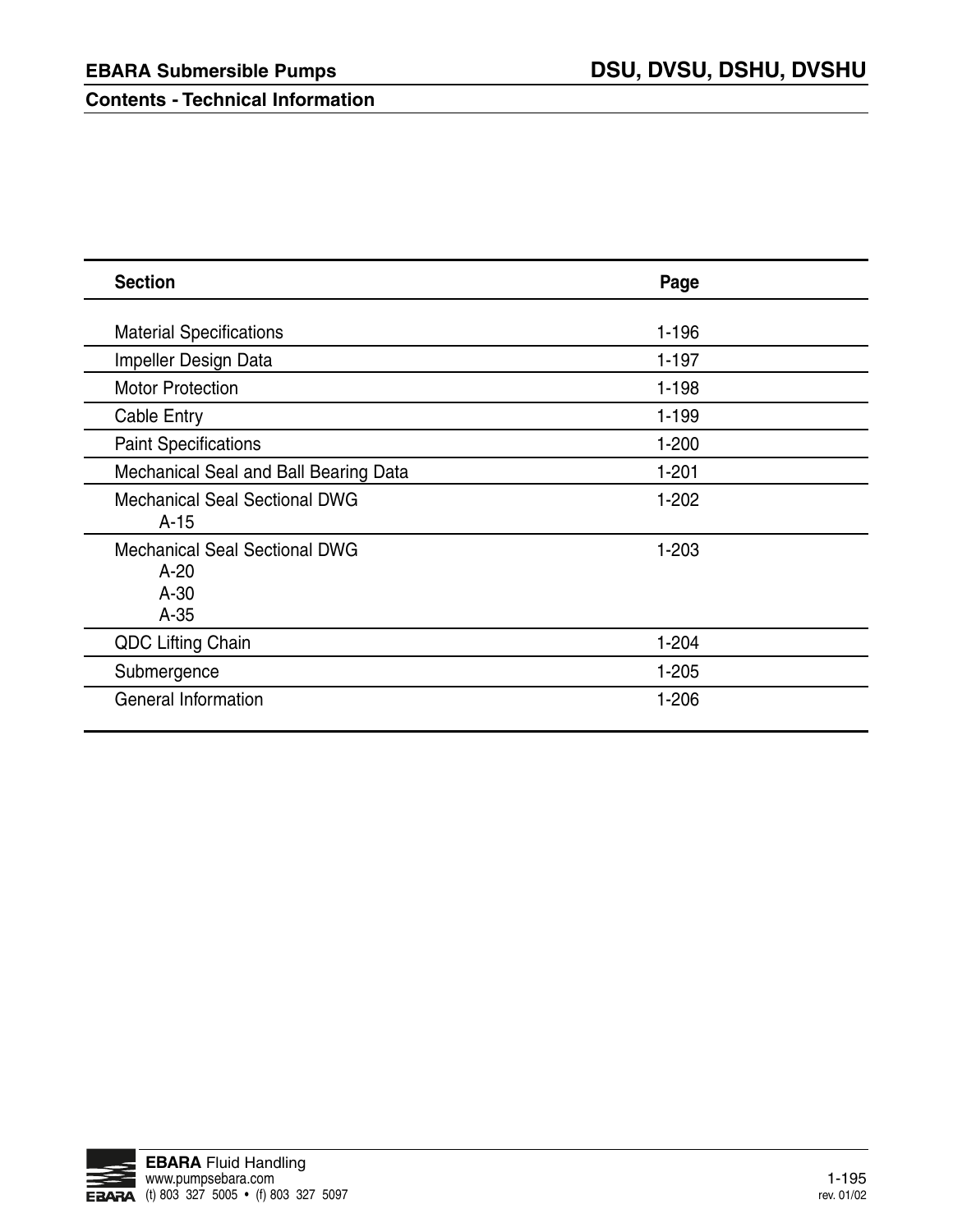# EBARA Submersible Pumps — DSU, DVSU, DSHU, DVSHU

## Contents - Technical Information

| Section | Page |
|---|---|
| Material Specifications | 1-196 |
| Impeller Design Data | 1-197 |
| Motor Protection | 1-198 |
| Cable Entry | 1-199 |
| Paint Specifications | 1-200 |
| Mechanical Seal and Ball Bearing Data | 1-201 |
| Mechanical Seal Sectional DWG<br>A-15 | 1-202 |
| Mechanical Seal Sectional DWG<br>A-20<br>A-30<br>A-35 | 1-203 |
| QDC Lifting Chain | 1-204 |
| Submergence | 1-205 |
| General Information | 1-206 |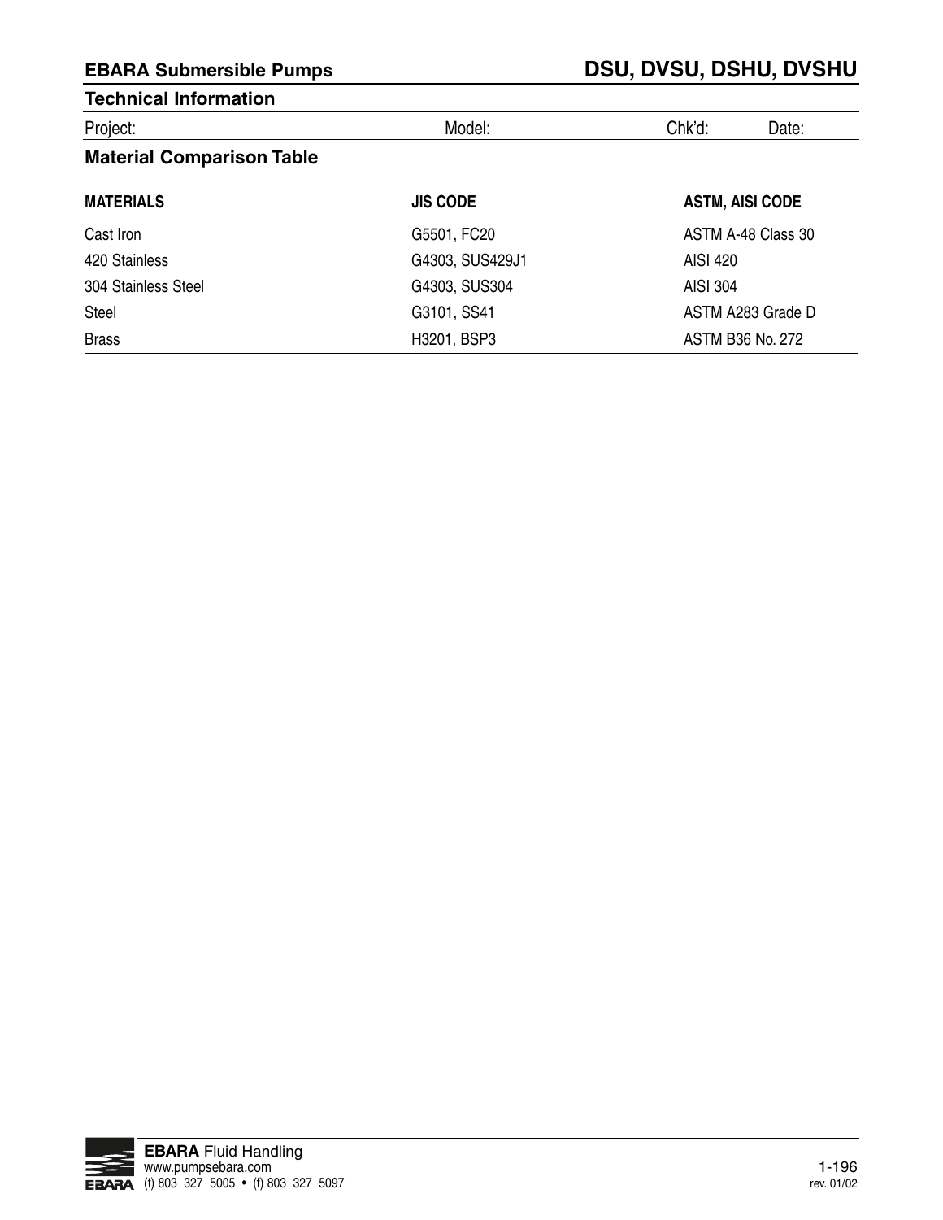## Technical Information

| Project: | Model: | Chk'd: | Date: |
|---|---|---|---|

### Material Comparison Table

| MATERIALS | JIS CODE | ASTM, AISI CODE |
|---|---|---|
| Cast Iron | G5501, FC20 | ASTM A-48 Class 30 |
| 420 Stainless | G4303, SUS429J1 | AISI 420 |
| 304 Stainless Steel | G4303, SUS304 | AISI 304 |
| Steel | G3101, SS41 | ASTM A283 Grade D |
| Brass | H3201, BSP3 | ASTM B36 No. 272 |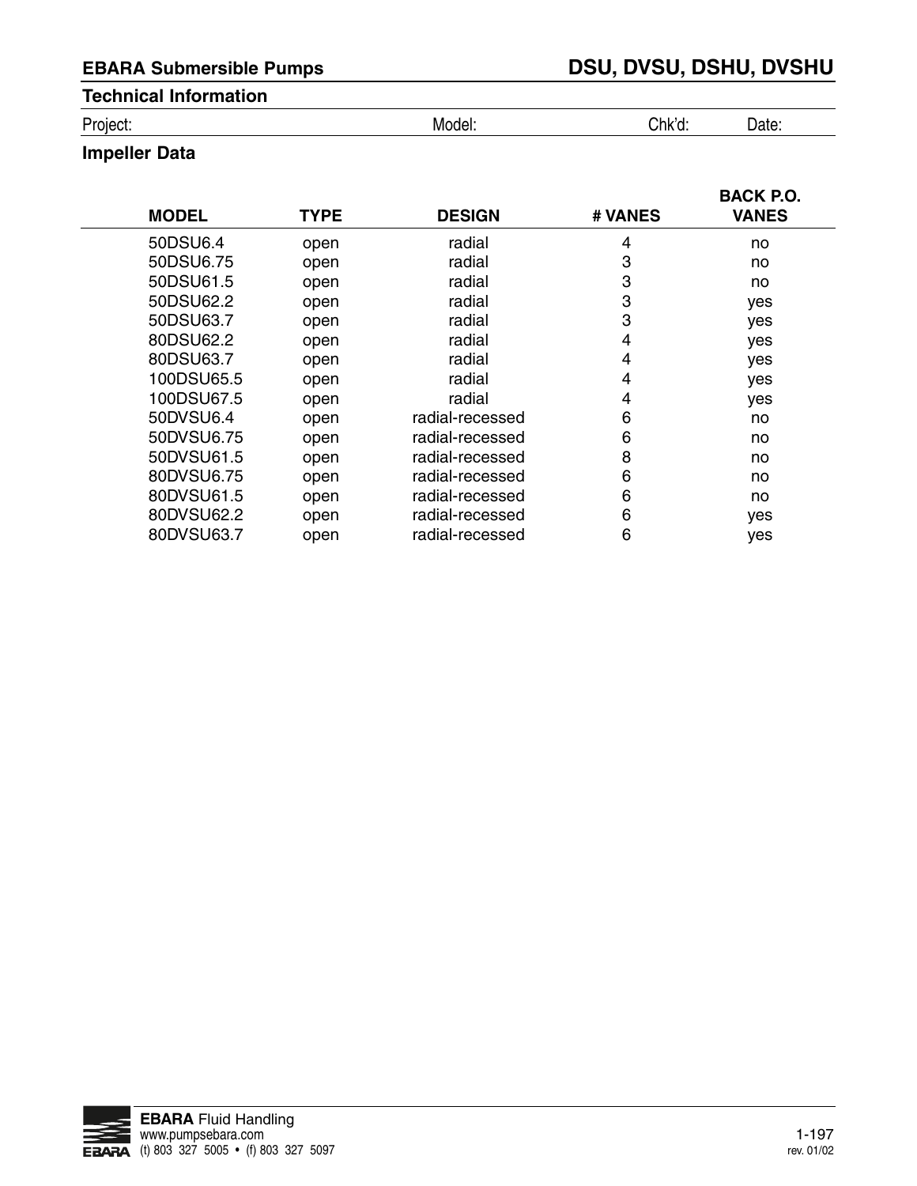## Technical Information

Project: Model: Chk'd: Date:

### Impeller Data

| MODEL | TYPE | DESIGN | # VANES | BACK P.O. VANES |
|---|---|---|---|---|
| 50DSU6.4 | open | radial | 4 | no |
| 50DSU6.75 | open | radial | 3 | no |
| 50DSU61.5 | open | radial | 3 | no |
| 50DSU62.2 | open | radial | 3 | yes |
| 50DSU63.7 | open | radial | 3 | yes |
| 80DSU62.2 | open | radial | 4 | yes |
| 80DSU63.7 | open | radial | 4 | yes |
| 100DSU65.5 | open | radial | 4 | yes |
| 100DSU67.5 | open | radial | 4 | yes |
| 50DVSU6.4 | open | radial-recessed | 6 | no |
| 50DVSU6.75 | open | radial-recessed | 6 | no |
| 50DVSU61.5 | open | radial-recessed | 8 | no |
| 80DVSU6.75 | open | radial-recessed | 6 | no |
| 80DVSU61.5 | open | radial-recessed | 6 | no |
| 80DVSU62.2 | open | radial-recessed | 6 | yes |
| 80DVSU63.7 | open | radial-recessed | 6 | yes |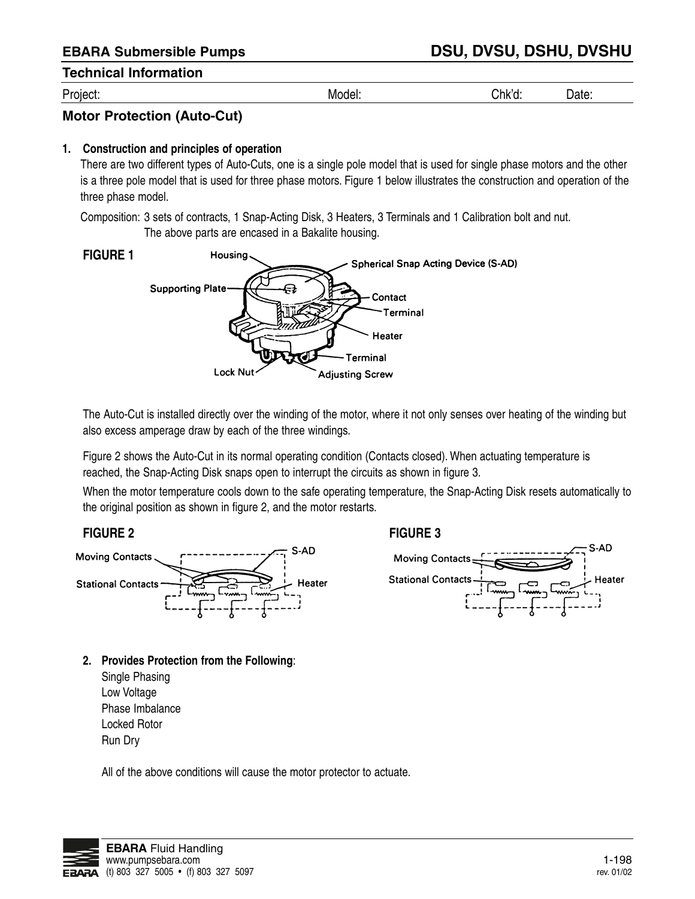## EBARA Submersible Pumps — DSU, DVSU, DSHU, DVSHU

### Technical Information

Project: Model: Chk'd: Date:

### Motor Protection (Auto-Cut)

**1. Construction and principles of operation**

There are two different types of Auto-Cuts, one is a single pole model that is used for single phase motors and the other is a three pole model that is used for three phase motors. Figure 1 below illustrates the construction and operation of the three phase model.

Composition: 3 sets of contracts, 1 Snap-Acting Disk, 3 Heaters, 3 Terminals and 1 Calibration bolt and nut. The above parts are encased in a Bakalite housing.

**FIGURE 1**

Housing, Spherical Snap Acting Device (S-AD), Supporting Plate, Contact, Terminal, Heater, Terminal, Lock Nut, Adjusting Screw

The Auto-Cut is installed directly over the winding of the motor, where it not only senses over heating of the winding but also excess amperage draw by each of the three windings.

Figure 2 shows the Auto-Cut in its normal operating condition (Contacts closed). When actuating temperature is reached, the Snap-Acting Disk snaps open to interrupt the circuits as shown in figure 3.

When the motor temperature cools down to the safe operating temperature, the Snap-Acting Disk resets automatically to the original position as shown in figure 2, and the motor restarts.

**FIGURE 2**

Moving Contacts, S-AD, Stational Contacts, Heater

**FIGURE 3**

Moving Contacts, S-AD, Stational Contacts, Heater

**2. Provides Protection from the Following**:

Single Phasing
Low Voltage
Phase Imbalance
Locked Rotor
Run Dry

All of the above conditions will cause the motor protector to actuate.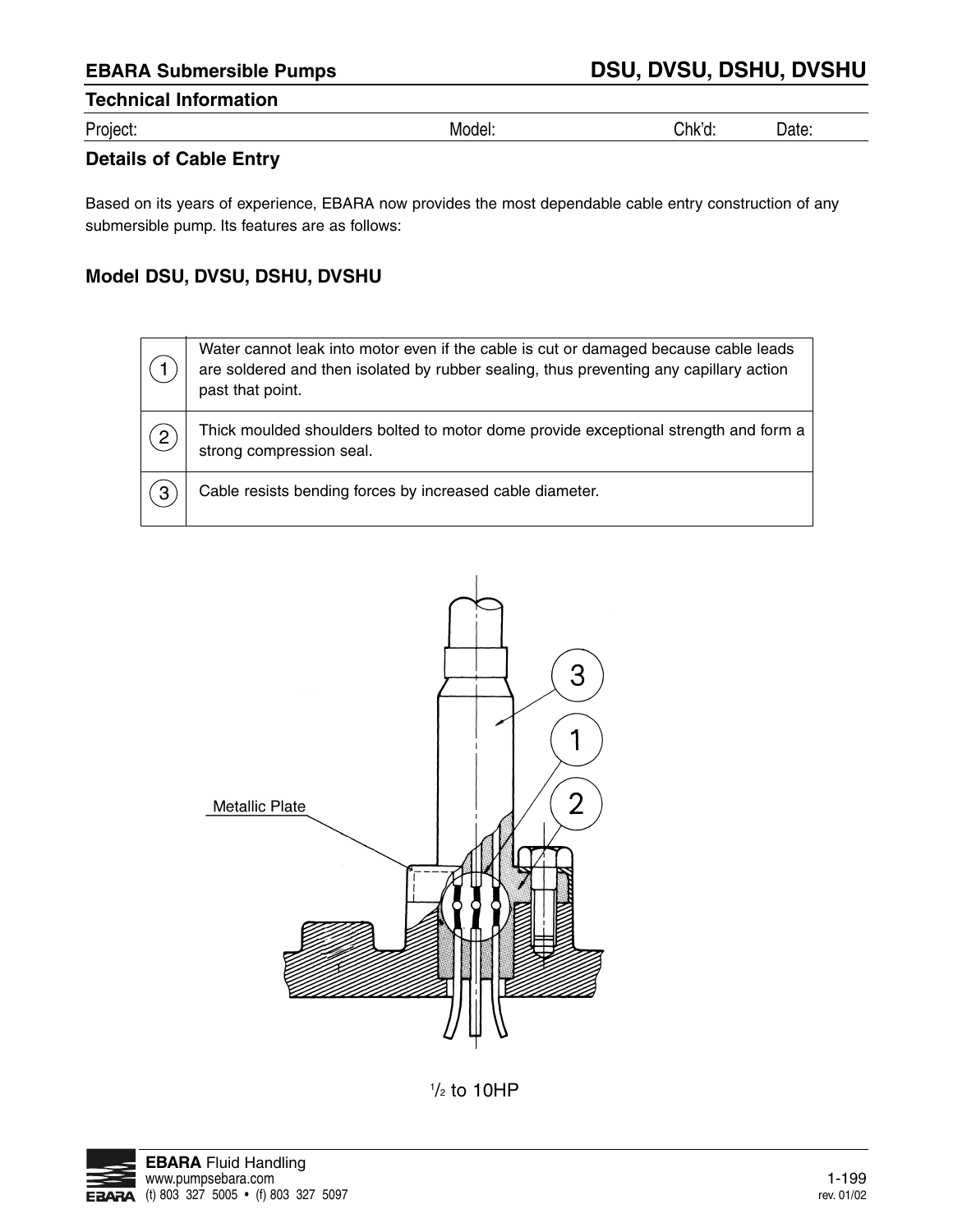## EBARA Submersible Pumps — DSU, DVSU, DSHU, DVSHU

### Technical Information

Project: Model: Chk'd: Date:

### Details of Cable Entry

Based on its years of experience, EBARA now provides the most dependable cable entry construction of any submersible pump. Its features are as follows:

### Model DSU, DVSU, DSHU, DVSHU

| | |
|---|---|
| 1 | Water cannot leak into motor even if the cable is cut or damaged because cable leads are soldered and then isolated by rubber sealing, thus preventing any capillary action past that point. |
| 2 | Thick moulded shoulders bolted to motor dome provide exceptional strength and form a strong compression seal. |
| 3 | Cable resists bending forces by increased cable diameter. |

Metallic Plate

3

1

2

½ to 10HP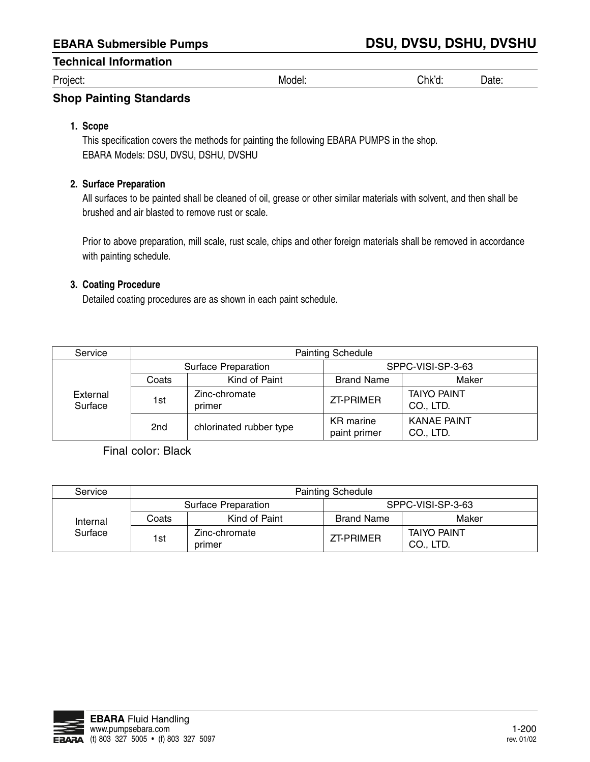# EBARA Submersible Pumps — DSU, DVSU, DSHU, DVSHU

## Technical Information

Project: Model: Chk'd: Date:

## Shop Painting Standards

### 1. Scope

This specification covers the methods for painting the following EBARA PUMPS in the shop.
EBARA Models: DSU, DVSU, DSHU, DVSHU

### 2. Surface Preparation

All surfaces to be painted shall be cleaned of oil, grease or other similar materials with solvent, and then shall be brushed and air blasted to remove rust or scale.

Prior to above preparation, mill scale, rust scale, chips and other foreign materials shall be removed in accordance with painting schedule.

### 3. Coating Procedure

Detailed coating procedures are as shown in each paint schedule.

| Service | Painting Schedule | | | |
|---|---|---|---|---|
| External Surface | Surface Preparation | | SPPC-VISI-SP-3-63 | |
| | Coats | Kind of Paint | Brand Name | Maker |
| | 1st | Zinc-chromate primer | ZT-PRIMER | TAIYO PAINT CO., LTD. |
| | 2nd | chlorinated rubber type | KR marine paint primer | KANAE PAINT CO., LTD. |

Final color: Black

| Service | Painting Schedule | | | |
|---|---|---|---|---|
| Internal Surface | Surface Preparation | | SPPC-VISI-SP-3-63 | |
| | Coats | Kind of Paint | Brand Name | Maker |
| | 1st | Zinc-chromate primer | ZT-PRIMER | TAIYO PAINT CO., LTD. |

**EBARA** Fluid Handling
www.pumpsebara.com
(t) 803 327 5005 • (f) 803 327 5097

rev. 01/02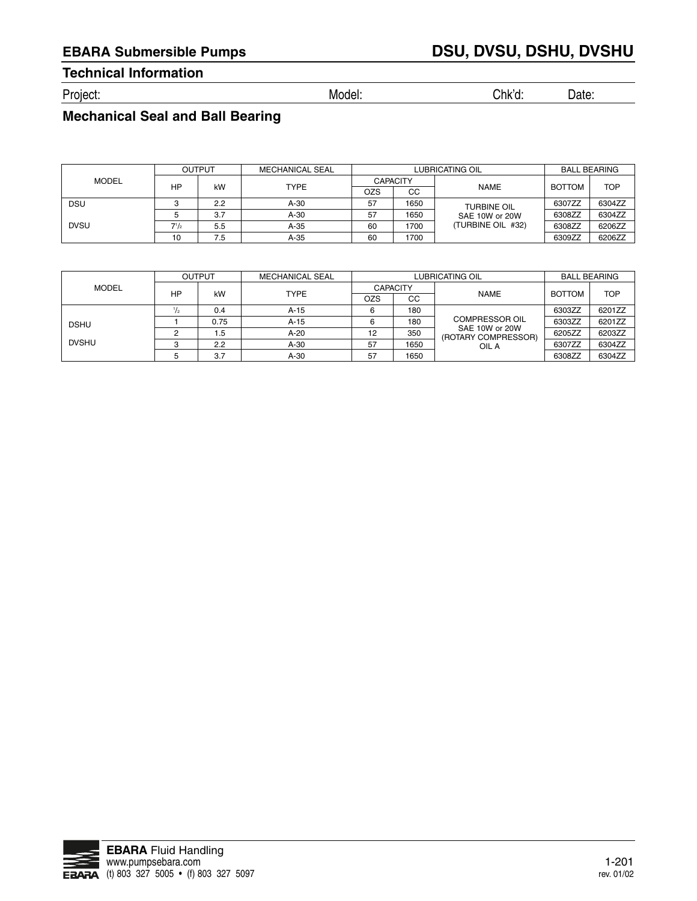## EBARA Submersible Pumps

# DSU, DVSU, DSHU, DVSHU

### Technical Information

Project: Model: Chk'd: Date:

### Mechanical Seal and Ball Bearing

| MODEL | OUTPUT | | MECHANICAL SEAL | LUBRICATING OIL | | | BALL BEARING | |
|---|---|---|---|---|---|---|---|---|
| | HP | kW | TYPE | CAPACITY | | NAME | BOTTOM | TOP |
| | | | | OZS | CC | | | |
| DSU | 3 | 2.2 | A-30 | 57 | 1650 | TURBINE OIL SAE 10W or 20W (TURBINE OIL #32) | 6307ZZ | 6304ZZ |
| | 5 | 3.7 | A-30 | 57 | 1650 | | 6308ZZ | 6304ZZ |
| DVSU | 7½ | 5.5 | A-35 | 60 | 1700 | | 6308ZZ | 6206ZZ |
| | 10 | 7.5 | A-35 | 60 | 1700 | | 6309ZZ | 6206ZZ |

| MODEL | OUTPUT | | MECHANICAL SEAL | LUBRICATING OIL | | | BALL BEARING | |
|---|---|---|---|---|---|---|---|---|
| | HP | kW | TYPE | CAPACITY | | NAME | BOTTOM | TOP |
| | | | | OZS | CC | | | |
| DSHU | ½ | 0.4 | A-15 | 6 | 180 | COMPRESSOR OIL SAE 10W or 20W (ROTARY COMPRESSOR) OIL A | 6303ZZ | 6201ZZ |
| | 1 | 0.75 | A-15 | 6 | 180 | | 6303ZZ | 6201ZZ |
| DVSHU | 2 | 1.5 | A-20 | 12 | 350 | | 6205ZZ | 6203ZZ |
| | 3 | 2.2 | A-30 | 57 | 1650 | | 6307ZZ | 6304ZZ |
| | 5 | 3.7 | A-30 | 57 | 1650 | | 6308ZZ | 6304ZZ |

**EBARA** Fluid Handling
www.pumpsebara.com
(t) 803 327 5005 • (f) 803 327 5097

rev. 01/02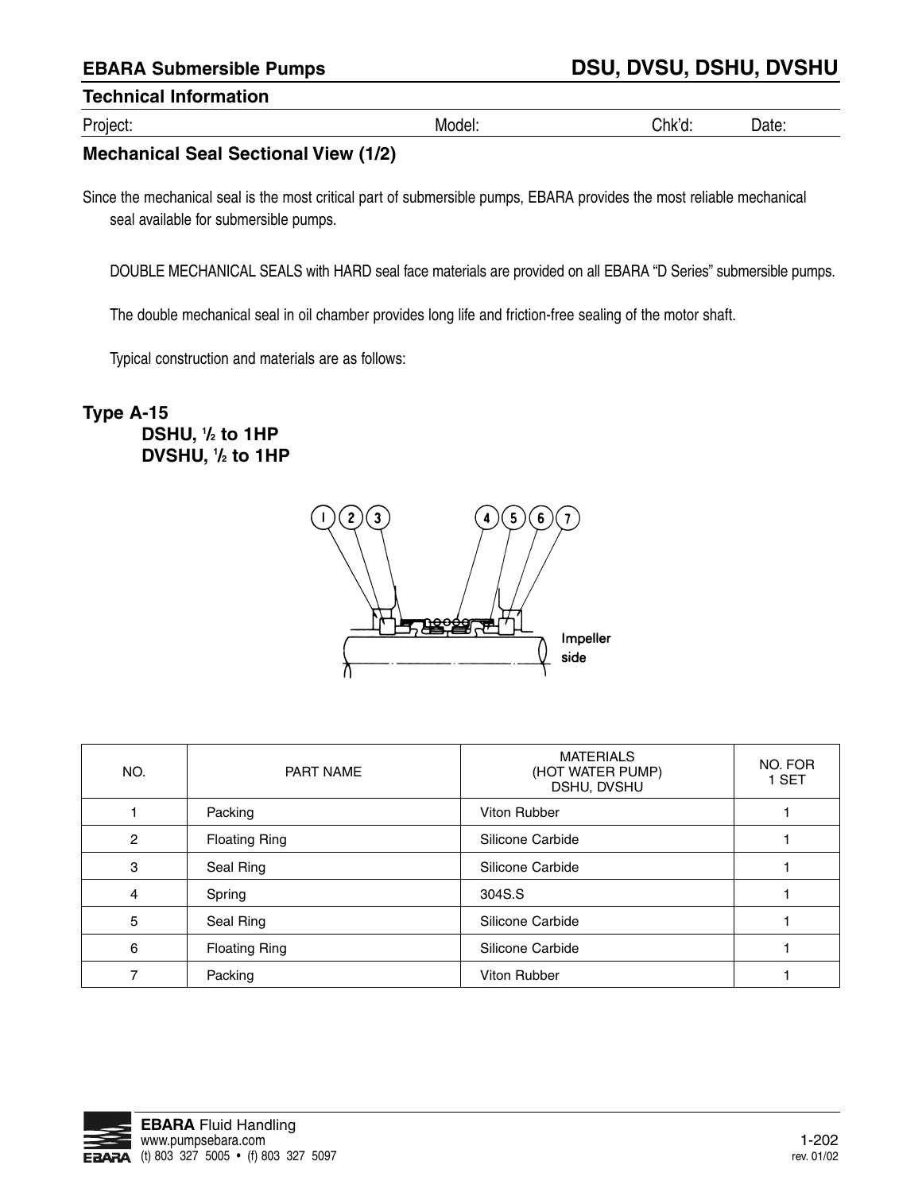## EBARA Submersible Pumps — DSU, DVSU, DSHU, DVSHU

### Technical Information

Project: Model: Chk'd: Date:

### Mechanical Seal Sectional View (1/2)

Since the mechanical seal is the most critical part of submersible pumps, EBARA provides the most reliable mechanical seal available for submersible pumps.

DOUBLE MECHANICAL SEALS with HARD seal face materials are provided on all EBARA "D Series" submersible pumps.

The double mechanical seal in oil chamber provides long life and friction-free sealing of the motor shaft.

Typical construction and materials are as follows:

**Type A-15**
**DSHU, 1/2 to 1HP**
**DVSHU, 1/2 to 1HP**

Impeller side

| NO. | PART NAME | MATERIALS (HOT WATER PUMP) DSHU, DVSHU | NO. FOR 1 SET |
|---|---|---|---|
| 1 | Packing | Viton Rubber | 1 |
| 2 | Floating Ring | Silicone Carbide | 1 |
| 3 | Seal Ring | Silicone Carbide | 1 |
| 4 | Spring | 304S.S | 1 |
| 5 | Seal Ring | Silicone Carbide | 1 |
| 6 | Floating Ring | Silicone Carbide | 1 |
| 7 | Packing | Viton Rubber | 1 |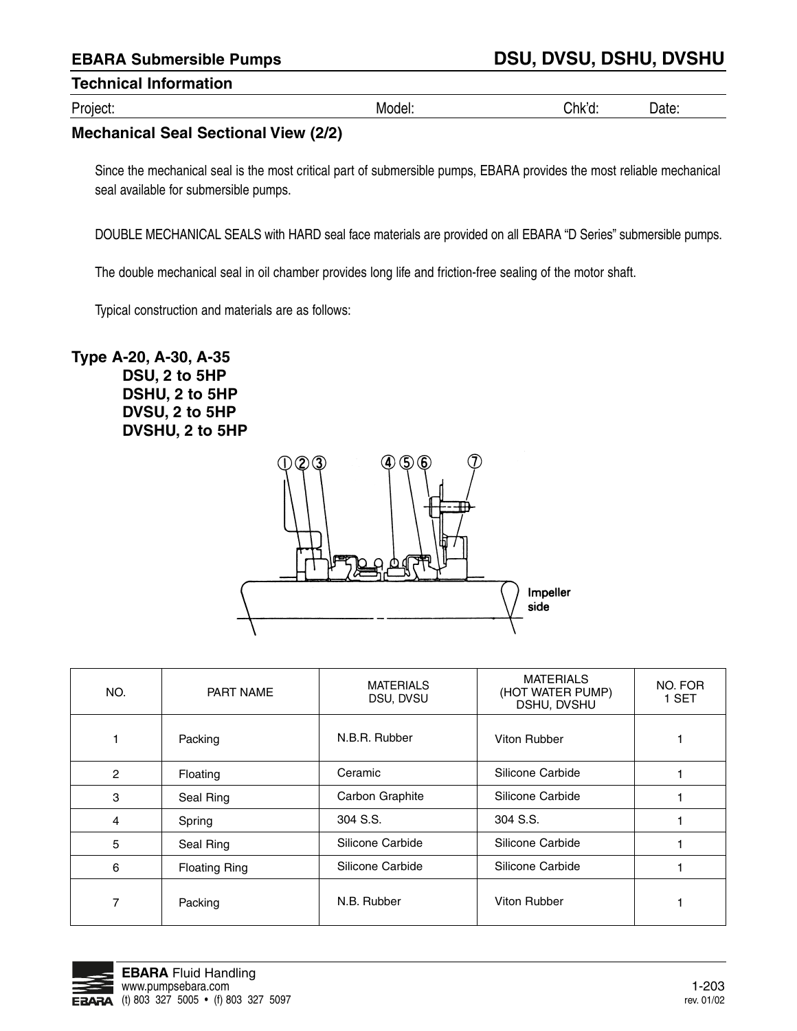## EBARA Submersible Pumps

## DSU, DVSU, DSHU, DVSHU

### Technical Information

Project: Model: Chk'd: Date:

### Mechanical Seal Sectional View (2/2)

Since the mechanical seal is the most critical part of submersible pumps, EBARA provides the most reliable mechanical seal available for submersible pumps.

DOUBLE MECHANICAL SEALS with HARD seal face materials are provided on all EBARA "D Series" submersible pumps.

The double mechanical seal in oil chamber provides long life and friction-free sealing of the motor shaft.

Typical construction and materials are as follows:

### Type A-20, A-30, A-35
**DSU, 2 to 5HP**
**DSHU, 2 to 5HP**
**DVSU, 2 to 5HP**
**DVSHU, 2 to 5HP**

①②③ ④⑤⑥ ⑦

Impeller side

| NO. | PART NAME | MATERIALS DSU, DVSU | MATERIALS (HOT WATER PUMP) DSHU, DVSHU | NO. FOR 1 SET |
|---|---|---|---|---|
| 1 | Packing | N.B.R. Rubber | Viton Rubber | 1 |
| 2 | Floating | Ceramic | Silicone Carbide | 1 |
| 3 | Seal Ring | Carbon Graphite | Silicone Carbide | 1 |
| 4 | Spring | 304 S.S. | 304 S.S. | 1 |
| 5 | Seal Ring | Silicone Carbide | Silicone Carbide | 1 |
| 6 | Floating Ring | Silicone Carbide | Silicone Carbide | 1 |
| 7 | Packing | N.B. Rubber | Viton Rubber | 1 |

**EBARA** Fluid Handling
www.pumpsebara.com
(t) 803 327 5005 • (f) 803 327 5097

1-203
rev. 01/02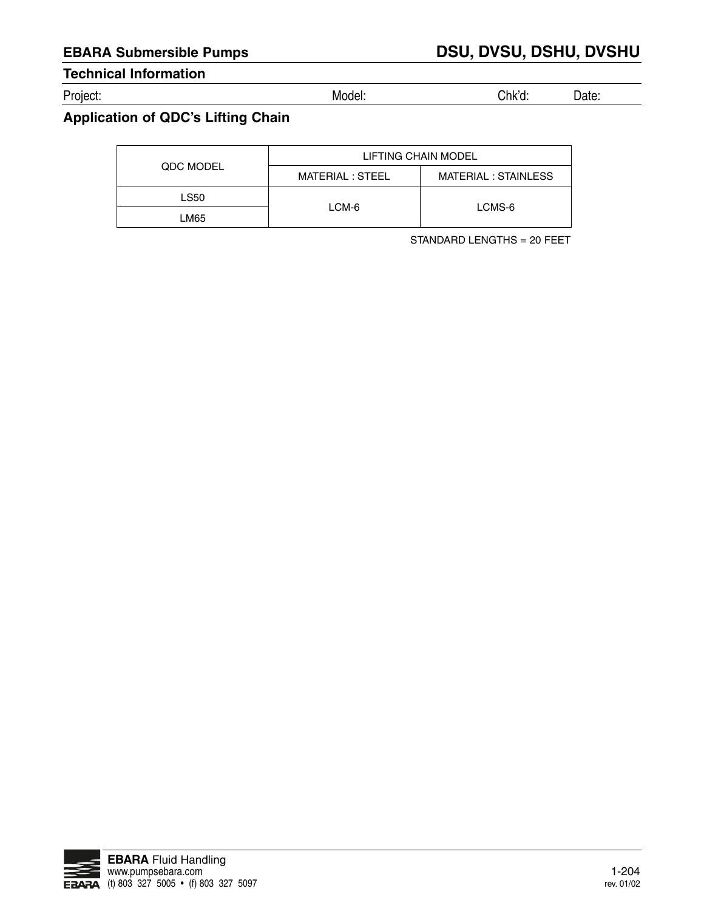## Technical Information

Project: Model: Chk'd: Date:

## Application of QDC's Lifting Chain

| QDC MODEL | LIFTING CHAIN MODEL | |
|---|---|---|
| | MATERIAL : STEEL | MATERIAL : STAINLESS |
| LS50 | LCM-6 | LCMS-6 |
| LM65 | | |

STANDARD LENGTHS = 20 FEET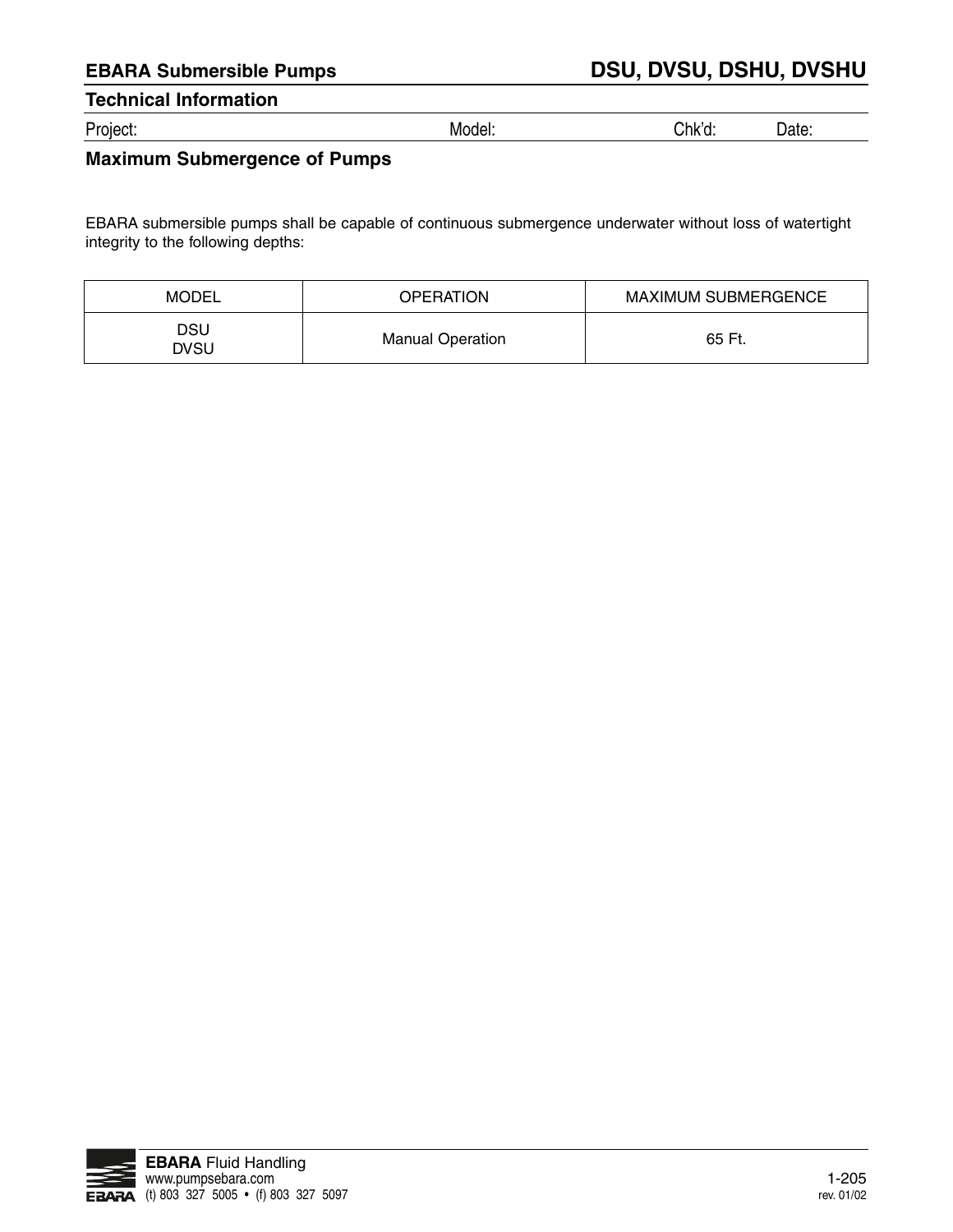## Technical Information

Project: Model: Chk'd: Date:

### Maximum Submergence of Pumps

EBARA submersible pumps shall be capable of continuous submergence underwater without loss of watertight integrity to the following depths:

| MODEL | OPERATION | MAXIMUM SUBMERGENCE |
|---|---|---|
| DSU<br>DVSU | Manual Operation | 65 Ft. |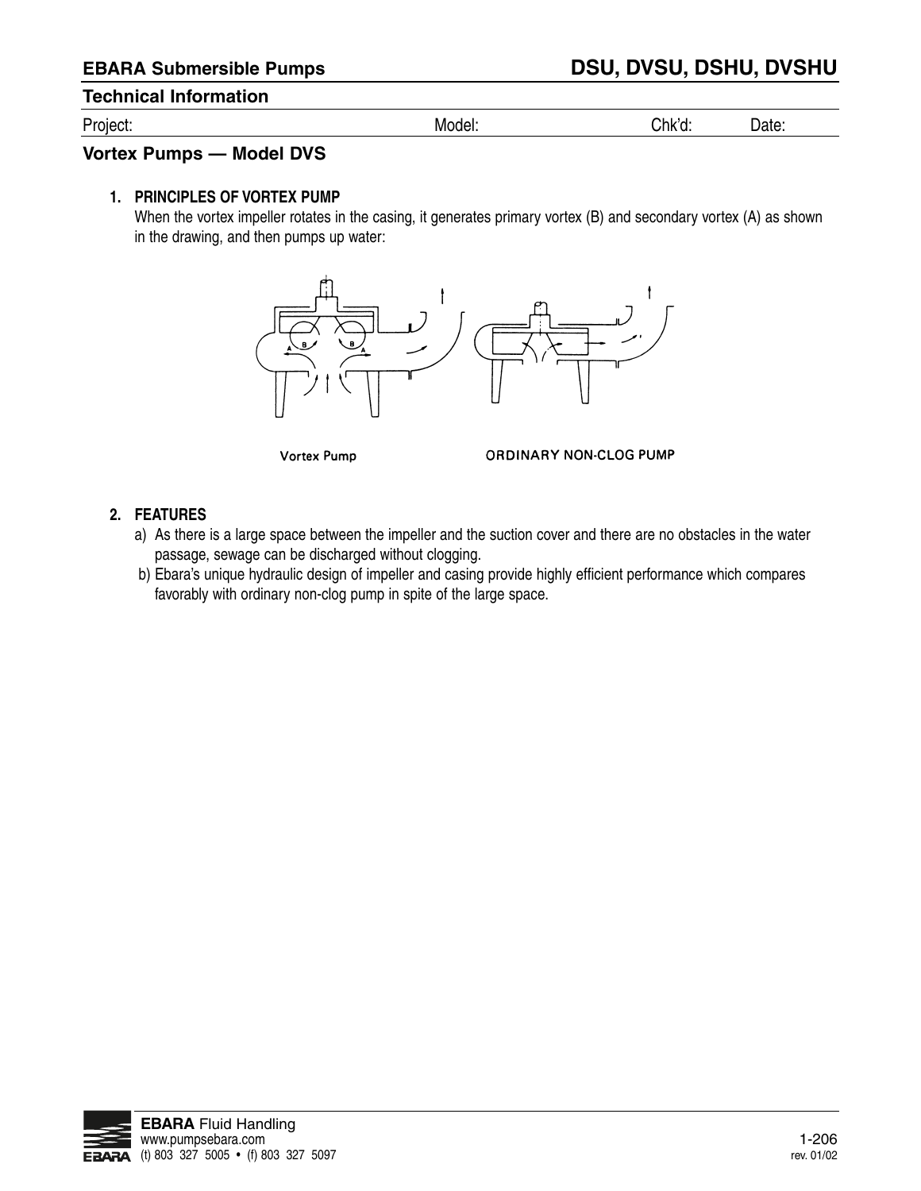## Technical Information

Project: Model: Chk'd: Date:

## Vortex Pumps — Model DVS

**1. PRINCIPLES OF VORTEX PUMP**

When the vortex impeller rotates in the casing, it generates primary vortex (B) and secondary vortex (A) as shown in the drawing, and then pumps up water:

Vortex Pump ORDINARY NON-CLOG PUMP

**2. FEATURES**

a) As there is a large space between the impeller and the suction cover and there are no obstacles in the water passage, sewage can be discharged without clogging.

b) Ebara's unique hydraulic design of impeller and casing provide highly efficient performance which compares favorably with ordinary non-clog pump in spite of the large space.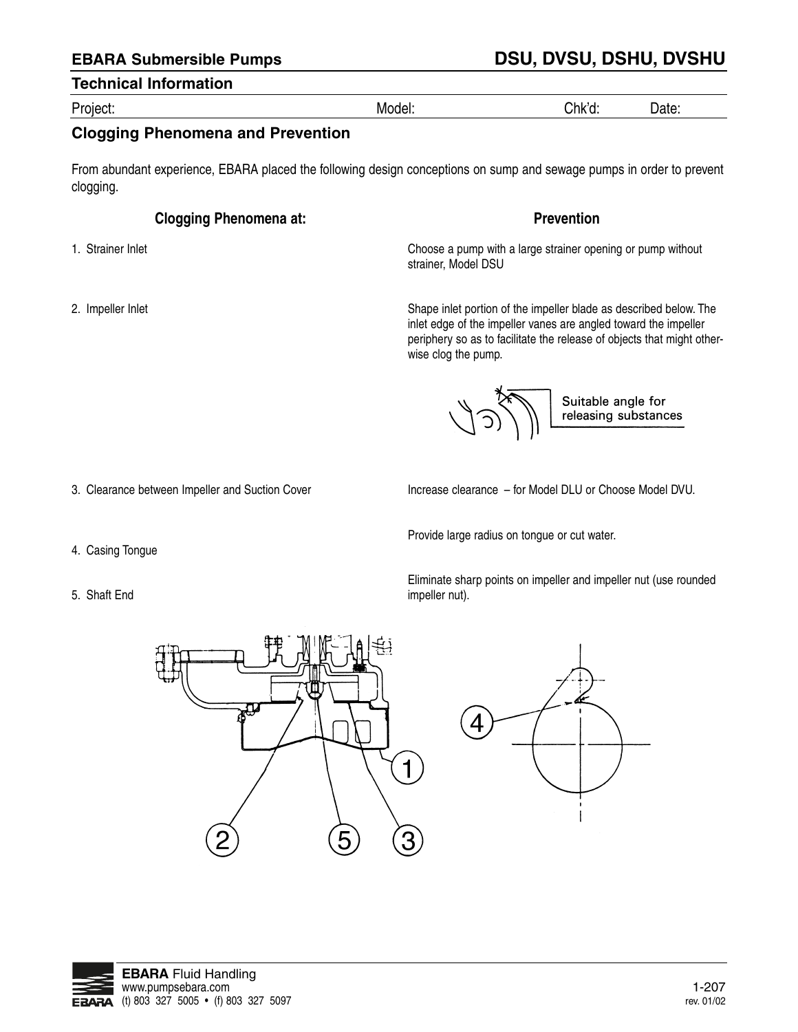## Technical Information

Project: Model: Chk'd: Date:

## Clogging Phenomena and Prevention

From abundant experience, EBARA placed the following design conceptions on sump and sewage pumps in order to prevent clogging.

| Clogging Phenomena at: | Prevention |
|---|---|
| 1. Strainer Inlet | Choose a pump with a large strainer opening or pump without strainer, Model DSU |
| 2. Impeller Inlet | Shape inlet portion of the impeller blade as described below. The inlet edge of the impeller vanes are angled toward the impeller periphery so as to facilitate the release of objects that might otherwise clog the pump. |
| 3. Clearance between Impeller and Suction Cover | Increase clearance – for Model DLU or Choose Model DVU. |
| 4. Casing Tongue | Provide large radius on tongue or cut water. |
| 5. Shaft End | Eliminate sharp points on impeller and impeller nut (use rounded impeller nut). |

Suitable angle for releasing substances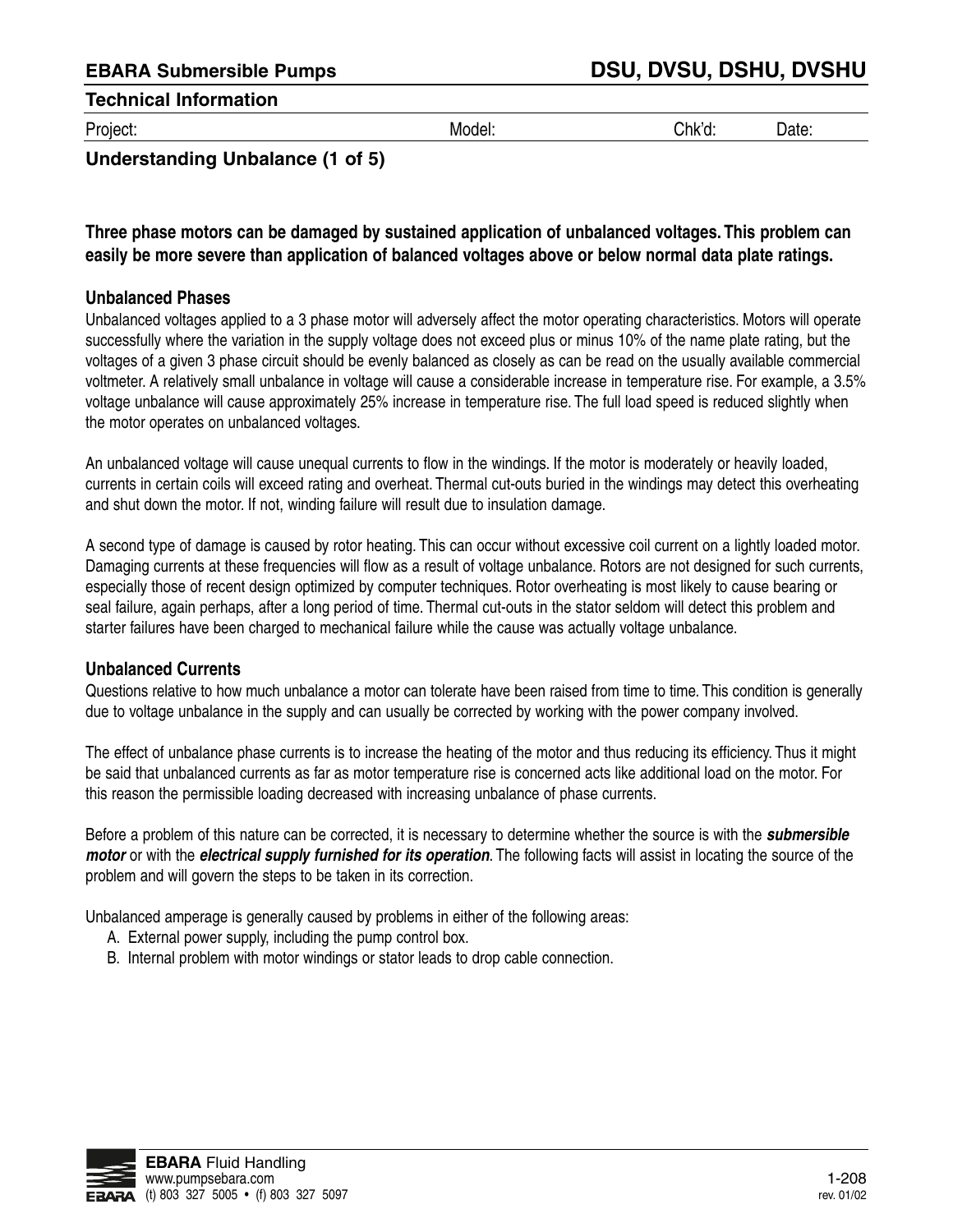# Understanding Unbalance (1 of 5)

**Three phase motors can be damaged by sustained application of unbalanced voltages. This problem can easily be more severe than application of balanced voltages above or below normal data plate ratings.**

### Unbalanced Phases

Unbalanced voltages applied to a 3 phase motor will adversely affect the motor operating characteristics. Motors will operate successfully where the variation in the supply voltage does not exceed plus or minus 10% of the name plate rating, but the voltages of a given 3 phase circuit should be evenly balanced as closely as can be read on the usually available commercial voltmeter. A relatively small unbalance in voltage will cause a considerable increase in temperature rise. For example, a 3.5% voltage unbalance will cause approximately 25% increase in temperature rise. The full load speed is reduced slightly when the motor operates on unbalanced voltages.

An unbalanced voltage will cause unequal currents to flow in the windings. If the motor is moderately or heavily loaded, currents in certain coils will exceed rating and overheat. Thermal cut-outs buried in the windings may detect this overheating and shut down the motor. If not, winding failure will result due to insulation damage.

A second type of damage is caused by rotor heating. This can occur without excessive coil current on a lightly loaded motor. Damaging currents at these frequencies will flow as a result of voltage unbalance. Rotors are not designed for such currents, especially those of recent design optimized by computer techniques. Rotor overheating is most likely to cause bearing or seal failure, again perhaps, after a long period of time. Thermal cut-outs in the stator seldom will detect this problem and starter failures have been charged to mechanical failure while the cause was actually voltage unbalance.

### Unbalanced Currents

Questions relative to how much unbalance a motor can tolerate have been raised from time to time. This condition is generally due to voltage unbalance in the supply and can usually be corrected by working with the power company involved.

The effect of unbalance phase currents is to increase the heating of the motor and thus reducing its efficiency. Thus it might be said that unbalanced currents as far as motor temperature rise is concerned acts like additional load on the motor. For this reason the permissible loading decreased with increasing unbalance of phase currents.

Before a problem of this nature can be corrected, it is necessary to determine whether the source is with the ***submersible motor*** or with the ***electrical supply furnished for its operation***. The following facts will assist in locating the source of the problem and will govern the steps to be taken in its correction.

Unbalanced amperage is generally caused by problems in either of the following areas:

A. External power supply, including the pump control box.

B. Internal problem with motor windings or stator leads to drop cable connection.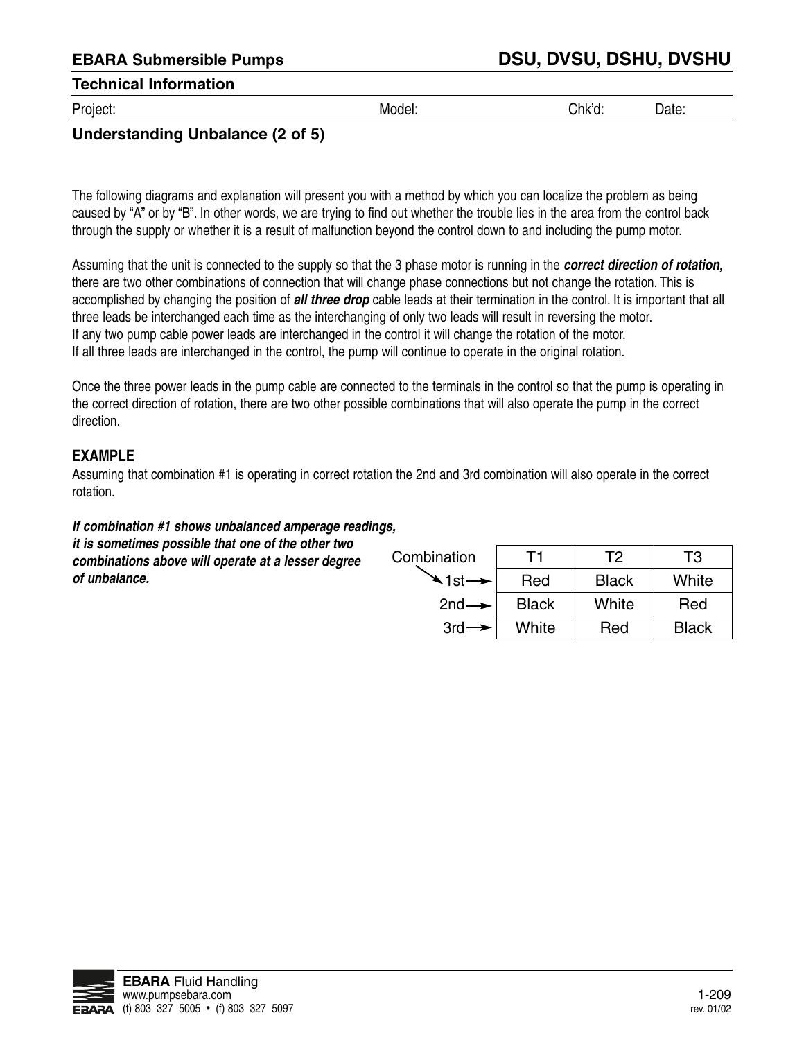## Understanding Unbalance (2 of 5)

The following diagrams and explanation will present you with a method by which you can localize the problem as being caused by "A" or by "B". In other words, we are trying to find out whether the trouble lies in the area from the control back through the supply or whether it is a result of malfunction beyond the control down to and including the pump motor.

Assuming that the unit is connected to the supply so that the 3 phase motor is running in the ***correct direction of rotation,*** there are two other combinations of connection that will change phase connections but not change the rotation. This is accomplished by changing the position of ***all three drop*** cable leads at their termination in the control. It is important that all three leads be interchanged each time as the interchanging of only two leads will result in reversing the motor.
If any two pump cable power leads are interchanged in the control it will change the rotation of the motor.
If all three leads are interchanged in the control, the pump will continue to operate in the original rotation.

Once the three power leads in the pump cable are connected to the terminals in the control so that the pump is operating in the correct direction of rotation, there are two other possible combinations that will also operate the pump in the correct direction.

**EXAMPLE**

Assuming that combination #1 is operating in correct rotation the 2nd and 3rd combination will also operate in the correct rotation.

***If combination #1 shows unbalanced amperage readings, it is sometimes possible that one of the other two combinations above will operate at a lesser degree of unbalance.***

| Combination | T1 | T2 | T3 |
|---|---|---|---|
| 1st | Red | Black | White |
| 2nd | Black | White | Red |
| 3rd | White | Red | Black |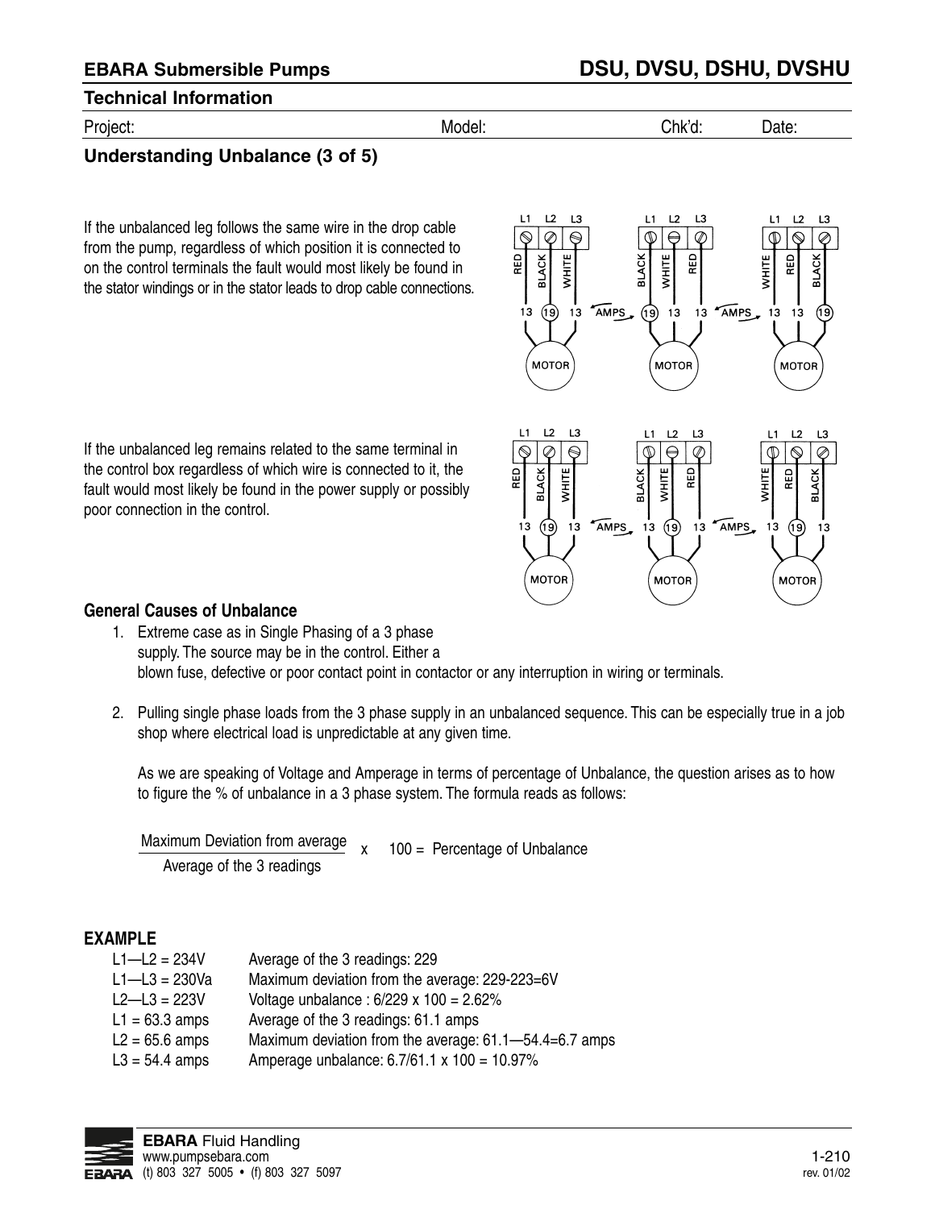## Understanding Unbalance (3 of 5)

If the unbalanced leg follows the same wire in the drop cable from the pump, regardless of which position it is connected to on the control terminals the fault would most likely be found in the stator windings or in the stator leads to drop cable connections.

If the unbalanced leg remains related to the same terminal in the control box regardless of which wire is connected to it, the fault would most likely be found in the power supply or possibly poor connection in the control.

### General Causes of Unbalance

1. Extreme case as in Single Phasing of a 3 phase supply. The source may be in the control. Either a blown fuse, defective or poor contact point in contactor or any interruption in wiring or terminals.

2. Pulling single phase loads from the 3 phase supply in an unbalanced sequence. This can be especially true in a job shop where electrical load is unpredictable at any given time.

   As we are speaking of Voltage and Amperage in terms of percentage of Unbalance, the question arises as to how to figure the % of unbalance in a 3 phase system. The formula reads as follows:

$$\frac{\text{Maximum Deviation from average}}{\text{Average of the 3 readings}} \times 100 = \text{Percentage of Unbalance}$$

### EXAMPLE

| | |
|---|---|
| L1—L2 = 234V | Average of the 3 readings: 229 |
| L1—L3 = 230Va | Maximum deviation from the average: 229-223=6V |
| L2—L3 = 223V | Voltage unbalance : 6/229 x 100 = 2.62% |
| L1 = 63.3 amps | Average of the 3 readings: 61.1 amps |
| L2 = 65.6 amps | Maximum deviation from the average: 61.1—54.4=6.7 amps |
| L3 = 54.4 amps | Amperage unbalance: 6.7/61.1 x 100 = 10.97% |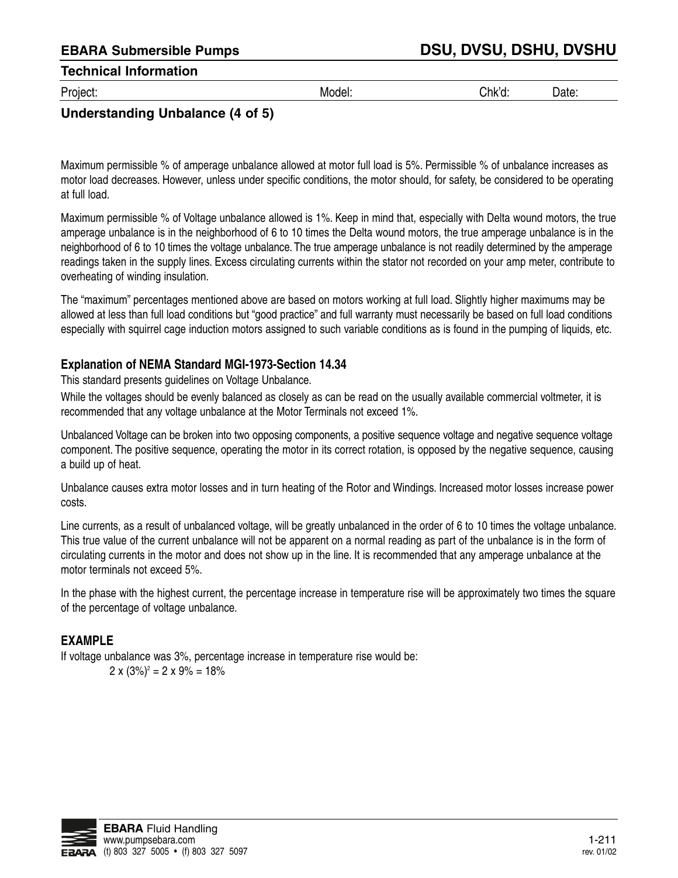## Understanding Unbalance (4 of 5)

Maximum permissible % of amperage unbalance allowed at motor full load is 5%. Permissible % of unbalance increases as motor load decreases. However, unless under specific conditions, the motor should, for safety, be considered to be operating at full load.

Maximum permissible % of Voltage unbalance allowed is 1%. Keep in mind that, especially with Delta wound motors, the true amperage unbalance is in the neighborhood of 6 to 10 times the Delta wound motors, the true amperage unbalance is in the neighborhood of 6 to 10 times the voltage unbalance. The true amperage unbalance is not readily determined by the amperage readings taken in the supply lines. Excess circulating currents within the stator not recorded on your amp meter, contribute to overheating of winding insulation.

The "maximum" percentages mentioned above are based on motors working at full load. Slightly higher maximums may be allowed at less than full load conditions but "good practice" and full warranty must necessarily be based on full load conditions especially with squirrel cage induction motors assigned to such variable conditions as is found in the pumping of liquids, etc.

### Explanation of NEMA Standard MGI-1973-Section 14.34

This standard presents guidelines on Voltage Unbalance.

While the voltages should be evenly balanced as closely as can be read on the usually available commercial voltmeter, it is recommended that any voltage unbalance at the Motor Terminals not exceed 1%.

Unbalanced Voltage can be broken into two opposing components, a positive sequence voltage and negative sequence voltage component. The positive sequence, operating the motor in its correct rotation, is opposed by the negative sequence, causing a build up of heat.

Unbalance causes extra motor losses and in turn heating of the Rotor and Windings. Increased motor losses increase power costs.

Line currents, as a result of unbalanced voltage, will be greatly unbalanced in the order of 6 to 10 times the voltage unbalance. This true value of the current unbalance will not be apparent on a normal reading as part of the unbalance is in the form of circulating currents in the motor and does not show up in the line. It is recommended that any amperage unbalance at the motor terminals not exceed 5%.

In the phase with the highest current, the percentage increase in temperature rise will be approximately two times the square of the percentage of voltage unbalance.

### EXAMPLE

If voltage unbalance was 3%, percentage increase in temperature rise would be:

$$2 \times (3\%)^2 = 2 \times 9\% = 18\%$$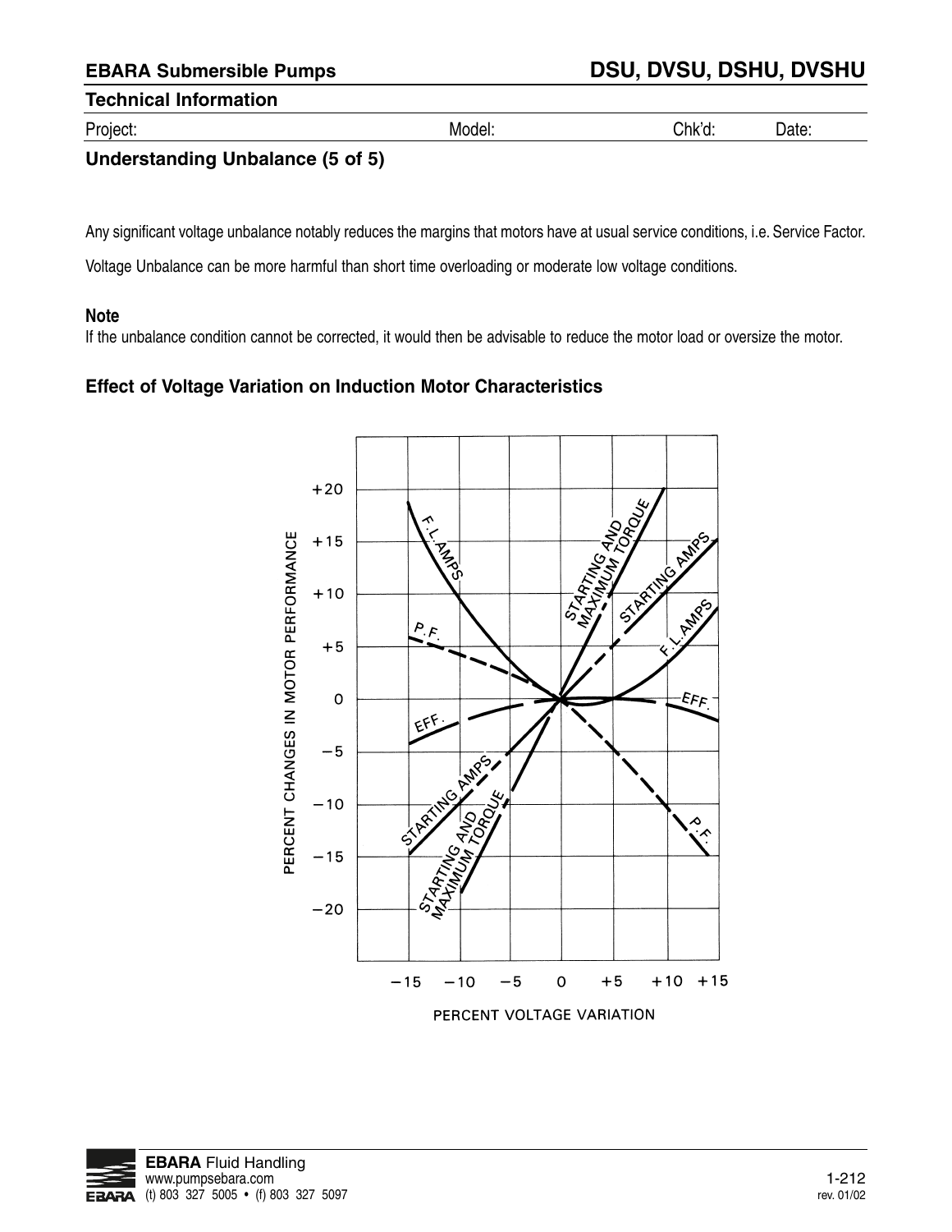## Technical Information

Project: Model: Chk'd: Date:

### Understanding Unbalance (5 of 5)

Any significant voltage unbalance notably reduces the margins that motors have at usual service conditions, i.e. Service Factor.

Voltage Unbalance can be more harmful than short time overloading or moderate low voltage conditions.

**Note**

If the unbalance condition cannot be corrected, it would then be advisable to reduce the motor load or oversize the motor.

### Effect of Voltage Variation on Induction Motor Characteristics

PERCENT CHANGES IN MOTOR PERFORMANCE

+20
+15
+10
+5
0
−5
−10
−15
−20

F.L.AMPS
STARTING AND MAXIMUM TORQUE
STARTING AMPS
P.F.
EFF.

−15 −10 −5 0 +5 +10 +15

PERCENT VOLTAGE VARIATION